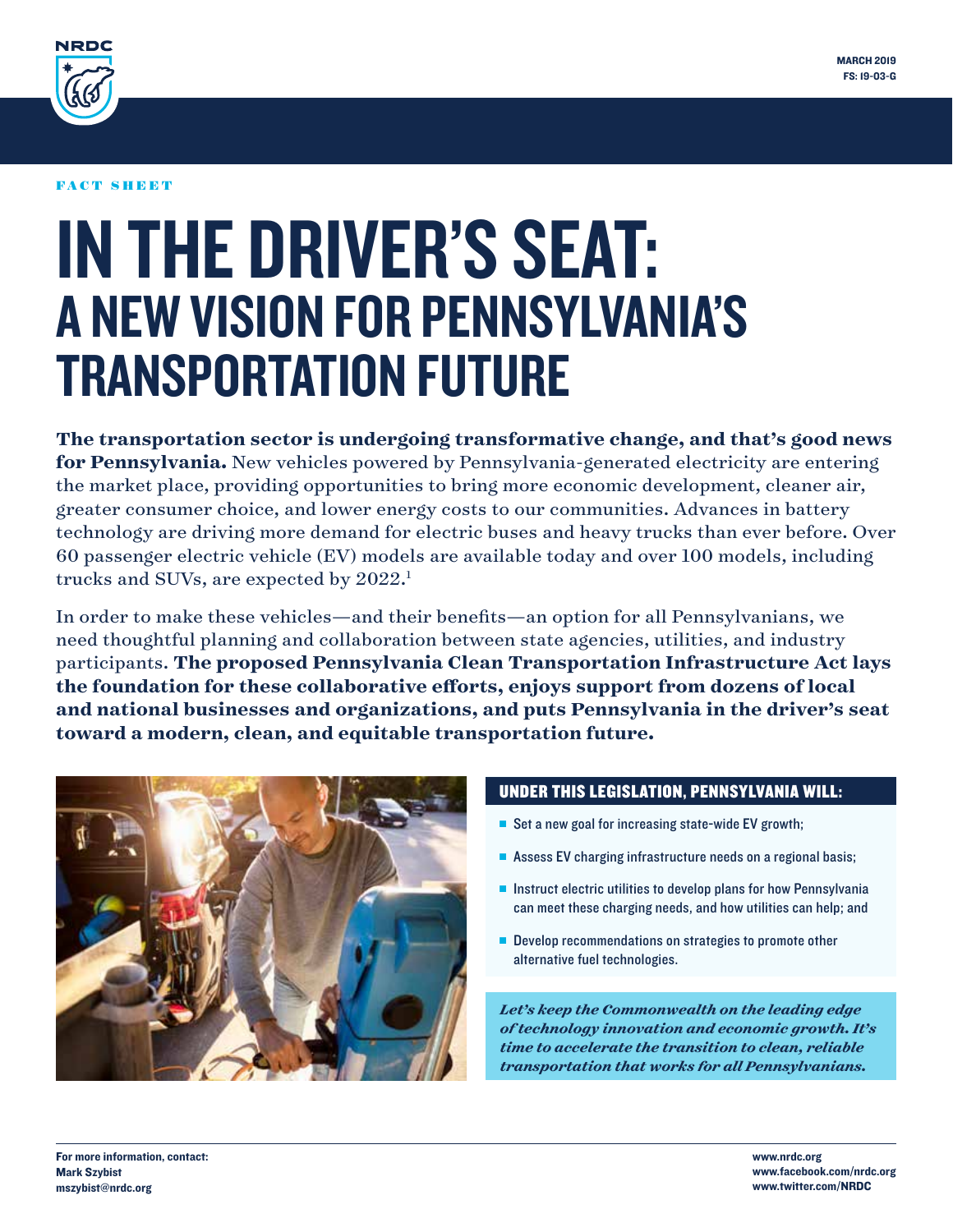MARCH 2019
FS: 19-03-G

FACT SHEET

# IN THE DRIVER'S SEAT: A NEW VISION FOR PENNSYLVANIA'S TRANSPORTATION FUTURE

**The transportation sector is undergoing transformative change, and that's good news for Pennsylvania.** New vehicles powered by Pennsylvania-generated electricity are entering the market place, providing opportunities to bring more economic development, cleaner air, greater consumer choice, and lower energy costs to our communities. Advances in battery technology are driving more demand for electric buses and heavy trucks than ever before. Over 60 passenger electric vehicle (EV) models are available today and over 100 models, including trucks and SUVs, are expected by 2022.[1]

In order to make these vehicles—and their benefits—an option for all Pennsylvanians, we need thoughtful planning and collaboration between state agencies, utilities, and industry participants. **The proposed Pennsylvania Clean Transportation Infrastructure Act lays the foundation for these collaborative efforts, enjoys support from dozens of local and national businesses and organizations, and puts Pennsylvania in the driver's seat toward a modern, clean, and equitable transportation future.**

## UNDER THIS LEGISLATION, PENNSYLVANIA WILL:

- Set a new goal for increasing state-wide EV growth;
- Assess EV charging infrastructure needs on a regional basis;
- Instruct electric utilities to develop plans for how Pennsylvania can meet these charging needs, and how utilities can help; and
- Develop recommendations on strategies to promote other alternative fuel technologies.

***Let's keep the Commonwealth on the leading edge of technology innovation and economic growth. It's time to accelerate the transition to clean, reliable transportation that works for all Pennsylvanians.***

**For more information, contact:**
**Mark Szybist**
**mszybist@nrdc.org**

**www.nrdc.org**
**www.facebook.com/nrdc.org**
**www.twitter.com/NRDC**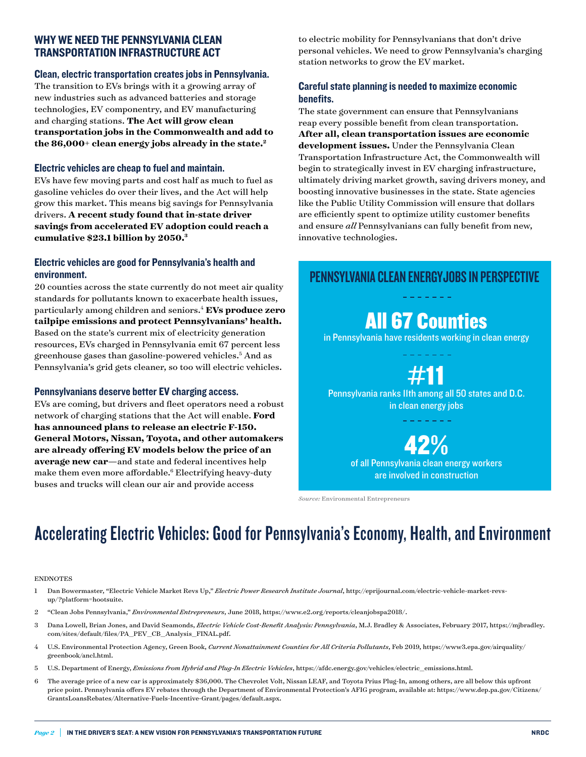## WHY WE NEED THE PENNSYLVANIA CLEAN TRANSPORTATION INFRASTRUCTURE ACT

### Clean, electric transportation creates jobs in Pennsylvania.

The transition to EVs brings with it a growing array of new industries such as advanced batteries and storage technologies, EV componentry, and EV manufacturing and charging stations. **The Act will grow clean transportation jobs in the Commonwealth and add to the 86,000+ clean energy jobs already in the state.[2]**

### Electric vehicles are cheap to fuel and maintain.

EVs have few moving parts and cost half as much to fuel as gasoline vehicles do over their lives, and the Act will help grow this market. This means big savings for Pennsylvania drivers. **A recent study found that in-state driver savings from accelerated EV adoption could reach a cumulative $23.1 billion by 2050.[3]**

### Electric vehicles are good for Pennsylvania's health and environment.

20 counties across the state currently do not meet air quality standards for pollutants known to exacerbate health issues, particularly among children and seniors.[4] **EVs produce zero tailpipe emissions and protect Pennsylvanians' health.** Based on the state's current mix of electricity generation resources, EVs charged in Pennsylvania emit 67 percent less greenhouse gases than gasoline-powered vehicles.[5] And as Pennsylvania's grid gets cleaner, so too will electric vehicles.

### Pennsylvanians deserve better EV charging access.

EVs are coming, but drivers and fleet operators need a robust network of charging stations that the Act will enable. **Ford has announced plans to release an electric F-150. General Motors, Nissan, Toyota, and other automakers are already offering EV models below the price of an average new car**—and state and federal incentives help make them even more affordable.[6] Electrifying heavy-duty buses and trucks will clean our air and provide access to electric mobility for Pennsylvanians that don't drive personal vehicles. We need to grow Pennsylvania's charging station networks to grow the EV market.

### Careful state planning is needed to maximize economic benefits.

The state government can ensure that Pennsylvanians reap every possible benefit from clean transportation. **After all, clean transportation issues are economic development issues.** Under the Pennsylvania Clean Transportation Infrastructure Act, the Commonwealth will begin to strategically invest in EV charging infrastructure, ultimately driving market growth, saving drivers money, and boosting innovative businesses in the state. State agencies like the Public Utility Commission will ensure that dollars are efficiently spent to optimize utility customer benefits and ensure *all* Pennsylvanians can fully benefit from new, innovative technologies.

### PENNSYLVANIA CLEAN ENERGYJOBS IN PERSPECTIVE

**All 67 Counties**
in Pennsylvania have residents working in clean energy

**#11**
Pennsylvania ranks 11th among all 50 states and D.C. in clean energy jobs

**42%**
of all Pennsylvania clean energy workers are involved in construction

*Source:* Environmental Entrepreneurs

# Accelerating Electric Vehicles: Good for Pennsylvania's Economy, Health, and Environment

ENDNOTES

1. Dan Bowermaster, "Electric Vehicle Market Revs Up," *Electric Power Research Institute Journal*, http://eprijournal.com/electric-vehicle-market-revs-up/?platform=hootsuite.
2. "Clean Jobs Pennsylvania," *Environmental Entrepreneurs*, June 2018, https://www.e2.org/reports/cleanjobspa2018/.
3. Dana Lowell, Brian Jones, and David Seamonds, *Electric Vehicle Cost-Benefit Analysis: Pennsylvania*, M.J. Bradley & Associates, February 2017, https://mjbradley.com/sites/default/files/PA_PEV_CB_Analysis_FINAL.pdf.
4. U.S. Environmental Protection Agency, Green Book, *Current Nonattainment Counties for All Criteria Pollutants*, Feb 2019, https://www3.epa.gov/airquality/greenbook/ancl.html.
5. U.S. Department of Energy, *Emissions from Hybrid and Plug-In Electric Vehicles*, https://afdc.energy.gov/vehicles/electric_emissions.html.
6. The average price of a new car is approximately $36,000. The Chevrolet Volt, Nissan LEAF, and Toyota Prius Plug-In, among others, are all below this upfront price point. Pennsylvania offers EV rebates through the Department of Environmental Protection's AFIG program, available at: https://www.dep.pa.gov/Citizens/GrantsLoansRebates/Alternative-Fuels-Incentive-Grant/pages/default.aspx.